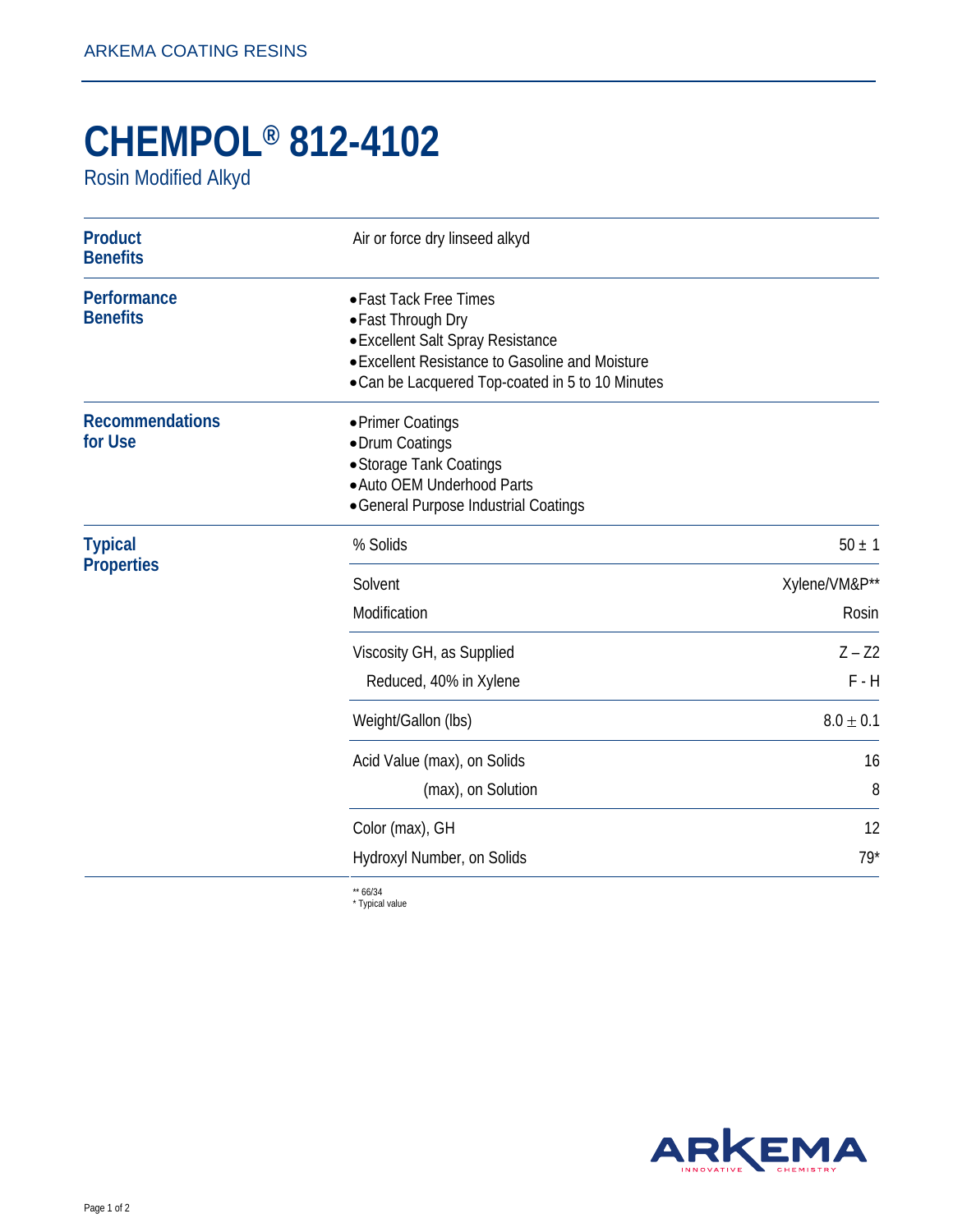# CHEMPOL® 812-4102

## Rosin Modified Alkyd

### Product Benefits

Air or force dry linseed alkyd

### Performance Benefits

- Fast Tack Free Times
- Fast Through Dry
- Excellent Salt Spray Resistance
- Excellent Resistance to Gasoline and Moisture
- Can be Lacquered Top-coated in 5 to 10 Minutes

### Recommendations for Use

- Primer Coatings
- Drum Coatings
- Storage Tank Coatings
- Auto OEM Underhood Parts
- General Purpose Industrial Coatings

### Typical Properties

| Property | Value |
|---|---|
| % Solids | 50 ± 1 |
| Solvent | Xylene/VM&P** |
| Modification | Rosin |
| Viscosity GH, as Supplied | Z – Z2 |
| Reduced, 40% in Xylene | F - H |
| Weight/Gallon (lbs) | 8.0 ± 0.1 |
| Acid Value (max), on Solids | 16 |
| (max), on Solution | 8 |
| Color (max), GH | 12 |
| Hydroxyl Number, on Solids | 79* |

** 66/34
* Typical value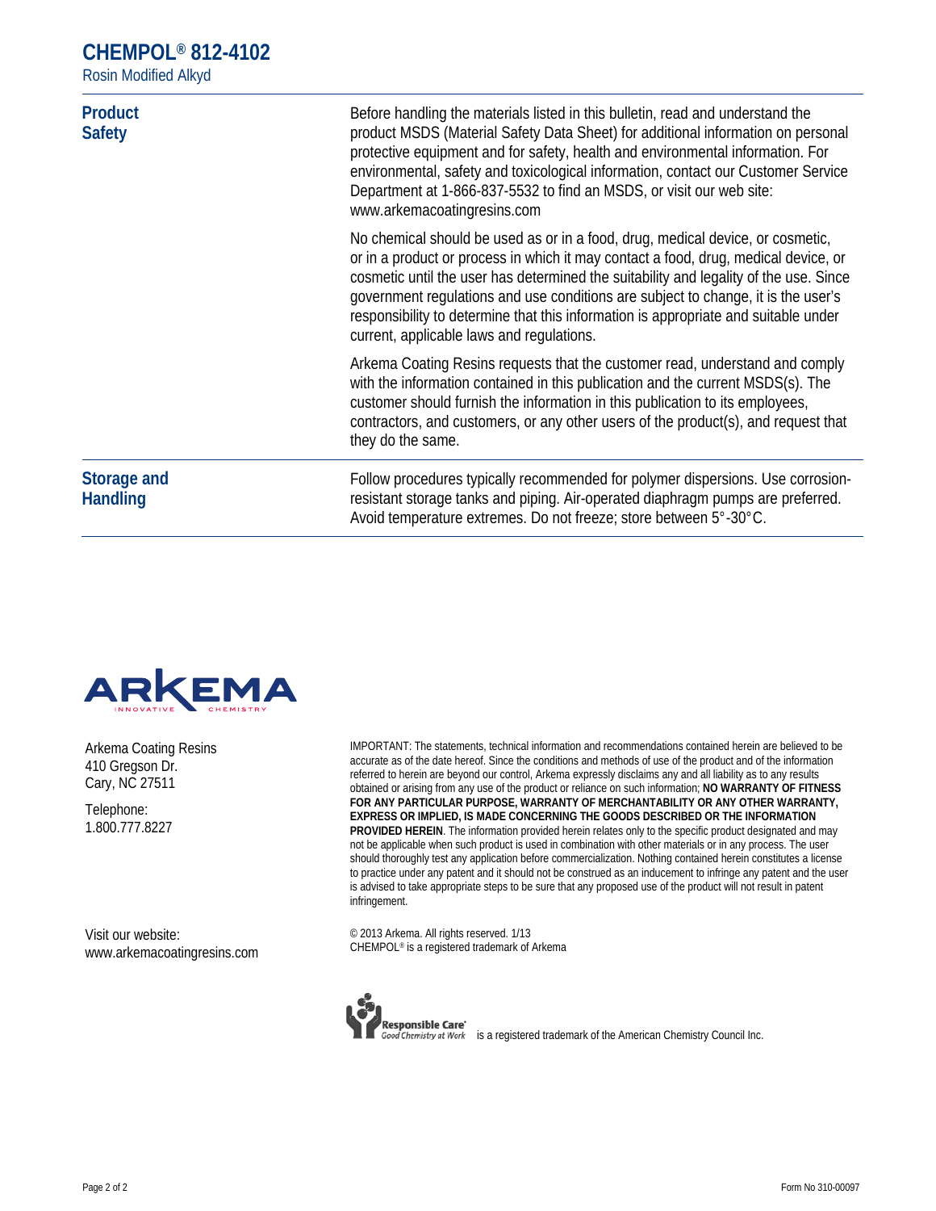# CHEMPOL® 812-4102

Rosin Modified Alkyd

## Product Safety

Before handling the materials listed in this bulletin, read and understand the product MSDS (Material Safety Data Sheet) for additional information on personal protective equipment and for safety, health and environmental information. For environmental, safety and toxicological information, contact our Customer Service Department at 1-866-837-5532 to find an MSDS, or visit our web site: www.arkemacoatingresins.com

No chemical should be used as or in a food, drug, medical device, or cosmetic, or in a product or process in which it may contact a food, drug, medical device, or cosmetic until the user has determined the suitability and legality of the use. Since government regulations and use conditions are subject to change, it is the user's responsibility to determine that this information is appropriate and suitable under current, applicable laws and regulations.

Arkema Coating Resins requests that the customer read, understand and comply with the information contained in this publication and the current MSDS(s). The customer should furnish the information in this publication to its employees, contractors, and customers, or any other users of the product(s), and request that they do the same.

## Storage and Handling

Follow procedures typically recommended for polymer dispersions. Use corrosion-resistant storage tanks and piping. Air-operated diaphragm pumps are preferred. Avoid temperature extremes. Do not freeze; store between 5°-30°C.

ARKEMA
INNOVATIVE CHEMISTRY

Arkema Coating Resins
410 Gregson Dr.
Cary, NC 27511

Telephone:
1.800.777.8227

Visit our website:
www.arkemacoatingresins.com

IMPORTANT: The statements, technical information and recommendations contained herein are believed to be accurate as of the date hereof. Since the conditions and methods of use of the product and of the information referred to herein are beyond our control, Arkema expressly disclaims any and all liability as to any results obtained or arising from any use of the product or reliance on such information; **NO WARRANTY OF FITNESS FOR ANY PARTICULAR PURPOSE, WARRANTY OF MERCHANTABILITY OR ANY OTHER WARRANTY, EXPRESS OR IMPLIED, IS MADE CONCERNING THE GOODS DESCRIBED OR THE INFORMATION PROVIDED HEREIN**. The information provided herein relates only to the specific product designated and may not be applicable when such product is used in combination with other materials or in any process. The user should thoroughly test any application before commercialization. Nothing contained herein constitutes a license to practice under any patent and it should not be construed as an inducement to infringe any patent and the user is advised to take appropriate steps to be sure that any proposed use of the product will not result in patent infringement.

© 2013 Arkema. All rights reserved. 1/13
CHEMPOL® is a registered trademark of Arkema

Responsible Care® Good Chemistry at Work is a registered trademark of the American Chemistry Council Inc.

Form No 310-00097